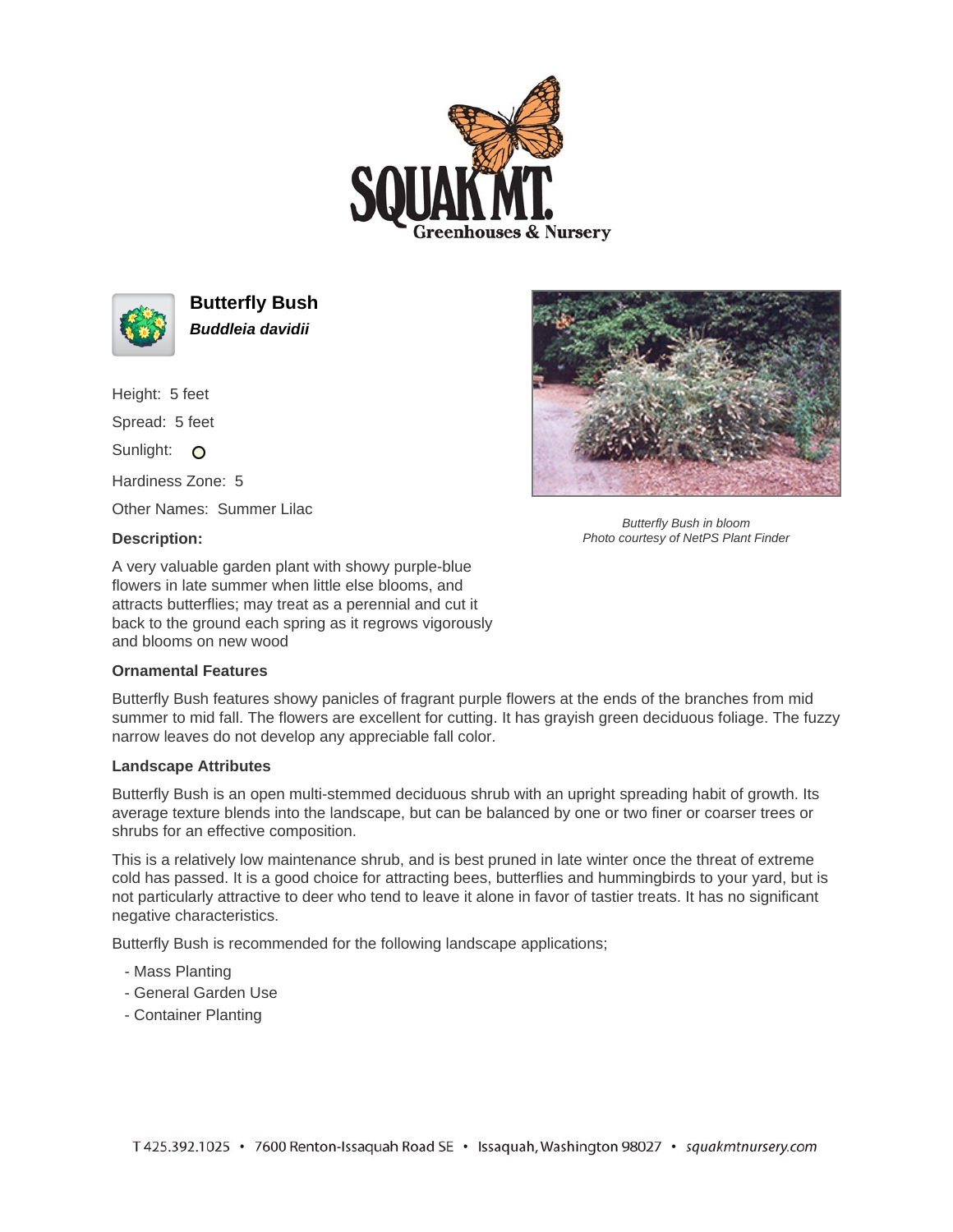# Butterfly Bush

***Buddleia davidii***

Height: 5 feet

Spread: 5 feet

Sunlight: ○

Hardiness Zone: 5

Other Names: Summer Lilac

*Butterfly Bush in bloom*
*Photo courtesy of NetPS Plant Finder*

**Description:**

A very valuable garden plant with showy purple-blue flowers in late summer when little else blooms, and attracts butterflies; may treat as a perennial and cut it back to the ground each spring as it regrows vigorously and blooms on new wood

**Ornamental Features**

Butterfly Bush features showy panicles of fragrant purple flowers at the ends of the branches from mid summer to mid fall. The flowers are excellent for cutting. It has grayish green deciduous foliage. The fuzzy narrow leaves do not develop any appreciable fall color.

**Landscape Attributes**

Butterfly Bush is an open multi-stemmed deciduous shrub with an upright spreading habit of growth. Its average texture blends into the landscape, but can be balanced by one or two finer or coarser trees or shrubs for an effective composition.

This is a relatively low maintenance shrub, and is best pruned in late winter once the threat of extreme cold has passed. It is a good choice for attracting bees, butterflies and hummingbirds to your yard, but is not particularly attractive to deer who tend to leave it alone in favor of tastier treats. It has no significant negative characteristics.

Butterfly Bush is recommended for the following landscape applications;

- Mass Planting
- General Garden Use
- Container Planting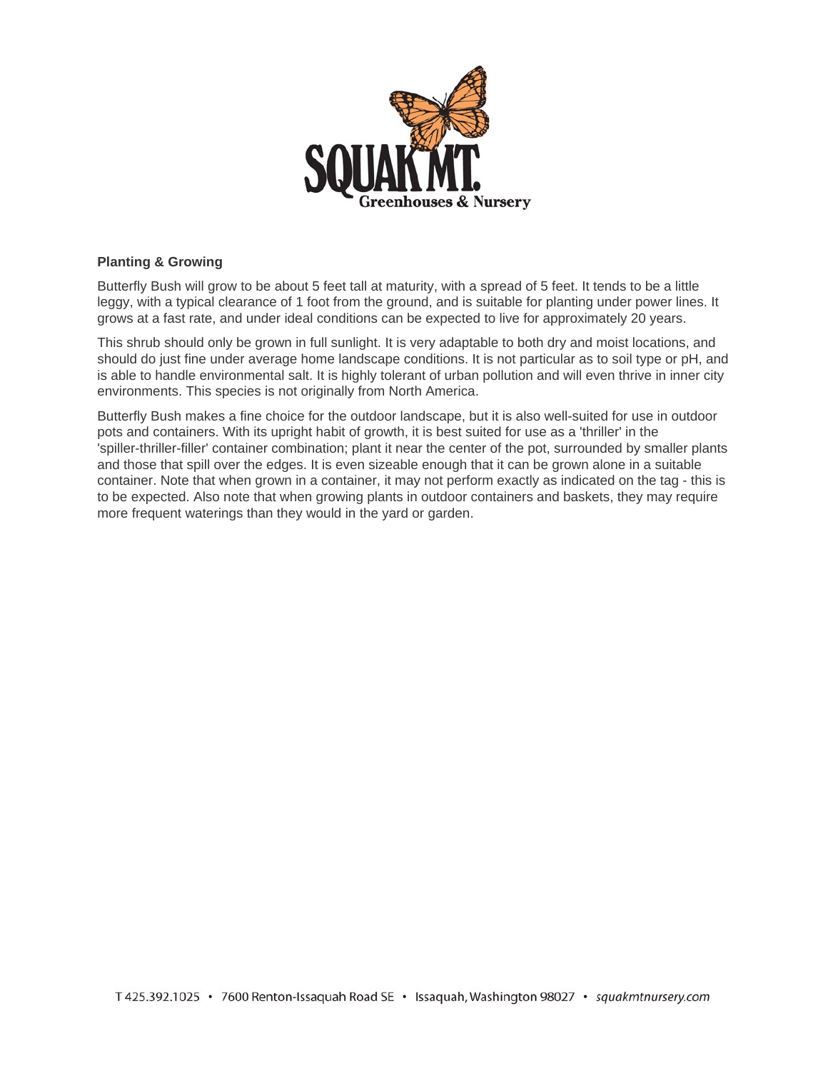**Planting & Growing**

Butterfly Bush will grow to be about 5 feet tall at maturity, with a spread of 5 feet. It tends to be a little leggy, with a typical clearance of 1 foot from the ground, and is suitable for planting under power lines. It grows at a fast rate, and under ideal conditions can be expected to live for approximately 20 years.

This shrub should only be grown in full sunlight. It is very adaptable to both dry and moist locations, and should do just fine under average home landscape conditions. It is not particular as to soil type or pH, and is able to handle environmental salt. It is highly tolerant of urban pollution and will even thrive in inner city environments. This species is not originally from North America.

Butterfly Bush makes a fine choice for the outdoor landscape, but it is also well-suited for use in outdoor pots and containers. With its upright habit of growth, it is best suited for use as a 'thriller' in the 'spiller-thriller-filler' container combination; plant it near the center of the pot, surrounded by smaller plants and those that spill over the edges. It is even sizeable enough that it can be grown alone in a suitable container. Note that when grown in a container, it may not perform exactly as indicated on the tag - this is to be expected. Also note that when growing plants in outdoor containers and baskets, they may require more frequent waterings than they would in the yard or garden.